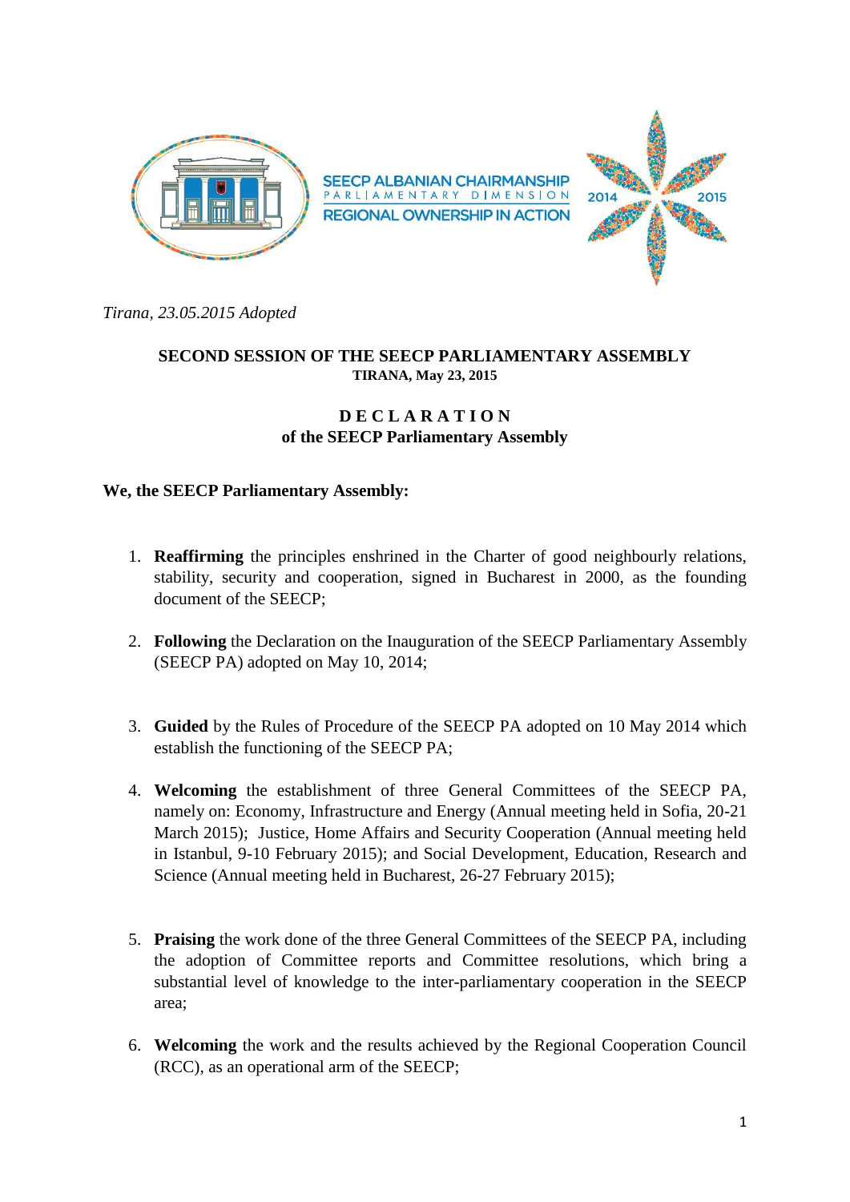SEECP ALBANIAN CHAIRMANSHIP
PARLIAMENTARY DIMENSION
REGIONAL OWNERSHIP IN ACTION

2014 2015

*Tirana, 23.05.2015 Adopted*

**SECOND SESSION OF THE SEECP PARLIAMENTARY ASSEMBLY**
**TIRANA, May 23, 2015**

# DECLARATION
## of the SEECP Parliamentary Assembly

**We, the SEECP Parliamentary Assembly:**

1. **Reaffirming** the principles enshrined in the Charter of good neighbourly relations, stability, security and cooperation, signed in Bucharest in 2000, as the founding document of the SEECP;

2. **Following** the Declaration on the Inauguration of the SEECP Parliamentary Assembly (SEECP PA) adopted on May 10, 2014;

3. **Guided** by the Rules of Procedure of the SEECP PA adopted on 10 May 2014 which establish the functioning of the SEECP PA;

4. **Welcoming** the establishment of three General Committees of the SEECP PA, namely on: Economy, Infrastructure and Energy (Annual meeting held in Sofia, 20-21 March 2015); Justice, Home Affairs and Security Cooperation (Annual meeting held in Istanbul, 9-10 February 2015); and Social Development, Education, Research and Science (Annual meeting held in Bucharest, 26-27 February 2015);

5. **Praising** the work done of the three General Committees of the SEECP PA, including the adoption of Committee reports and Committee resolutions, which bring a substantial level of knowledge to the inter-parliamentary cooperation in the SEECP area;

6. **Welcoming** the work and the results achieved by the Regional Cooperation Council (RCC), as an operational arm of the SEECP;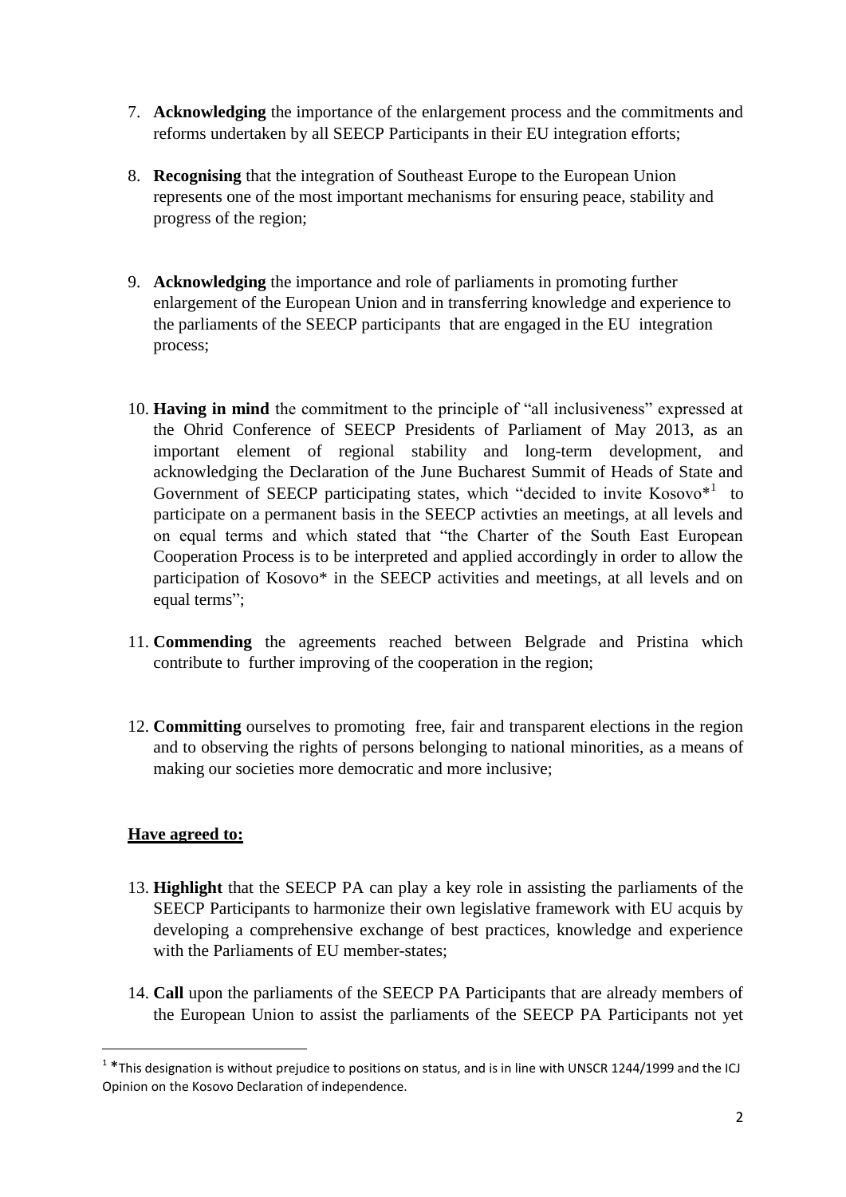7. **Acknowledging** the importance of the enlargement process and the commitments and reforms undertaken by all SEECP Participants in their EU integration efforts;

8. **Recognising** that the integration of Southeast Europe to the European Union represents one of the most important mechanisms for ensuring peace, stability and progress of the region;

9. **Acknowledging** the importance and role of parliaments in promoting further enlargement of the European Union and in transferring knowledge and experience to the parliaments of the SEECP participants that are engaged in the EU integration process;

10. **Having in mind** the commitment to the principle of "all inclusiveness" expressed at the Ohrid Conference of SEECP Presidents of Parliament of May 2013, as an important element of regional stability and long-term development, and acknowledging the Declaration of the June Bucharest Summit of Heads of State and Government of SEECP participating states, which "decided to invite Kosovo*[1] to participate on a permanent basis in the SEECP activties an meetings, at all levels and on equal terms and which stated that "the Charter of the South East European Cooperation Process is to be interpreted and applied accordingly in order to allow the participation of Kosovo* in the SEECP activities and meetings, at all levels and on equal terms";

11. **Commending** the agreements reached between Belgrade and Pristina which contribute to further improving of the cooperation in the region;

12. **Committing** ourselves to promoting free, fair and transparent elections in the region and to observing the rights of persons belonging to national minorities, as a means of making our societies more democratic and more inclusive;

**<u>Have agreed to:</u>**

13. **Highlight** that the SEECP PA can play a key role in assisting the parliaments of the SEECP Participants to harmonize their own legislative framework with EU acquis by developing a comprehensive exchange of best practices, knowledge and experience with the Parliaments of EU member-states;

14. **Call** upon the parliaments of the SEECP PA Participants that are already members of the European Union to assist the parliaments of the SEECP PA Participants not yet

---

[1] *This designation is without prejudice to positions on status, and is in line with UNSCR 1244/1999 and the ICJ Opinion on the Kosovo Declaration of independence.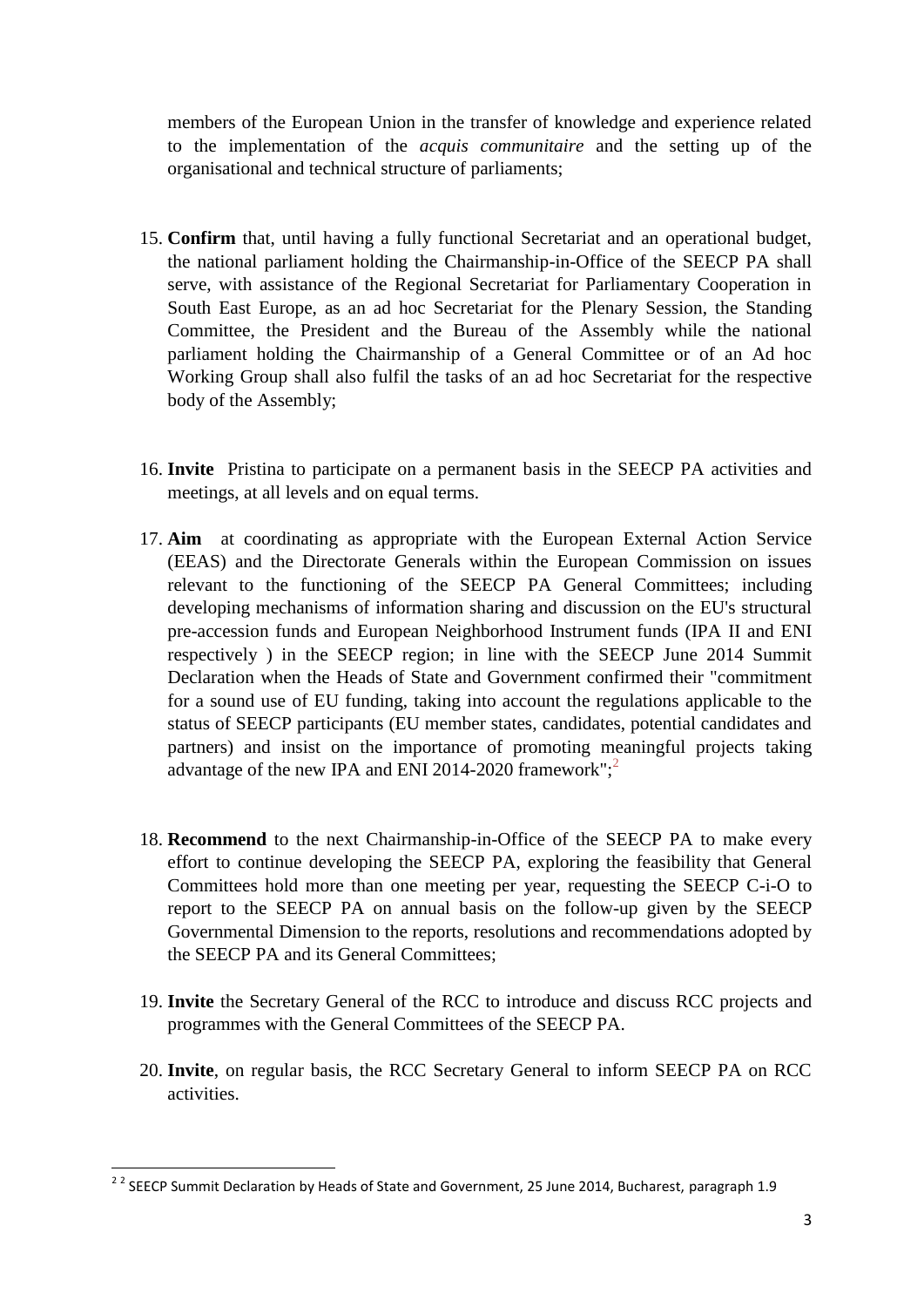members of the European Union in the transfer of knowledge and experience related to the implementation of the *acquis communitaire* and the setting up of the organisational and technical structure of parliaments;

15. **Confirm** that, until having a fully functional Secretariat and an operational budget, the national parliament holding the Chairmanship-in-Office of the SEECP PA shall serve, with assistance of the Regional Secretariat for Parliamentary Cooperation in South East Europe, as an ad hoc Secretariat for the Plenary Session, the Standing Committee, the President and the Bureau of the Assembly while the national parliament holding the Chairmanship of a General Committee or of an Ad hoc Working Group shall also fulfil the tasks of an ad hoc Secretariat for the respective body of the Assembly;

16. **Invite** Pristina to participate on a permanent basis in the SEECP PA activities and meetings, at all levels and on equal terms.

17. **Aim** at coordinating as appropriate with the European External Action Service (EEAS) and the Directorate Generals within the European Commission on issues relevant to the functioning of the SEECP PA General Committees; including developing mechanisms of information sharing and discussion on the EU's structural pre-accession funds and European Neighborhood Instrument funds (IPA II and ENI respectively ) in the SEECP region; in line with the SEECP June 2014 Summit Declaration when the Heads of State and Government confirmed their "commitment for a sound use of EU funding, taking into account the regulations applicable to the status of SEECP participants (EU member states, candidates, potential candidates and partners) and insist on the importance of promoting meaningful projects taking advantage of the new IPA and ENI 2014-2020 framework";[2]

18. **Recommend** to the next Chairmanship-in-Office of the SEECP PA to make every effort to continue developing the SEECP PA, exploring the feasibility that General Committees hold more than one meeting per year, requesting the SEECP C-i-O to report to the SEECP PA on annual basis on the follow-up given by the SEECP Governmental Dimension to the reports, resolutions and recommendations adopted by the SEECP PA and its General Committees;

19. **Invite** the Secretary General of the RCC to introduce and discuss RCC projects and programmes with the General Committees of the SEECP PA.

20. **Invite**, on regular basis, the RCC Secretary General to inform SEECP PA on RCC activities.

---

[2] [2] SEECP Summit Declaration by Heads of State and Government, 25 June 2014, Bucharest, paragraph 1.9